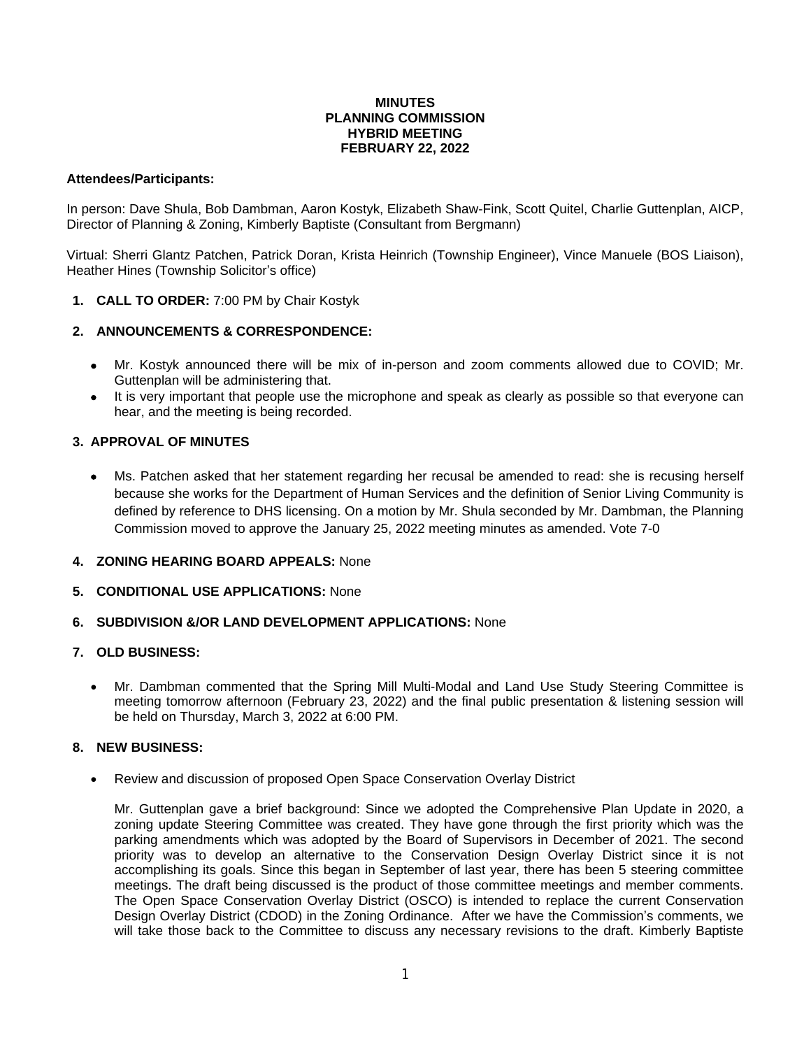# MINUTES
# PLANNING COMMISSION
# HYBRID MEETING
# FEBRUARY 22, 2022

**Attendees/Participants:**

In person: Dave Shula, Bob Dambman, Aaron Kostyk, Elizabeth Shaw-Fink, Scott Quitel, Charlie Guttenplan, AICP, Director of Planning & Zoning, Kimberly Baptiste (Consultant from Bergmann)

Virtual: Sherri Glantz Patchen, Patrick Doran, Krista Heinrich (Township Engineer), Vince Manuele (BOS Liaison), Heather Hines (Township Solicitor's office)

1. **CALL TO ORDER:** 7:00 PM by Chair Kostyk

2. **ANNOUNCEMENTS & CORRESPONDENCE:**

   - Mr. Kostyk announced there will be mix of in-person and zoom comments allowed due to COVID; Mr. Guttenplan will be administering that.
   - It is very important that people use the microphone and speak as clearly as possible so that everyone can hear, and the meeting is being recorded.

3. **APPROVAL OF MINUTES**

   - Ms. Patchen asked that her statement regarding her recusal be amended to read: she is recusing herself because she works for the Department of Human Services and the definition of Senior Living Community is defined by reference to DHS licensing. On a motion by Mr. Shula seconded by Mr. Dambman, the Planning Commission moved to approve the January 25, 2022 meeting minutes as amended. Vote 7-0

4. **ZONING HEARING BOARD APPEALS:** None

5. **CONDITIONAL USE APPLICATIONS:** None

6. **SUBDIVISION &/OR LAND DEVELOPMENT APPLICATIONS:** None

7. **OLD BUSINESS:**

   - Mr. Dambman commented that the Spring Mill Multi-Modal and Land Use Study Steering Committee is meeting tomorrow afternoon (February 23, 2022) and the final public presentation & listening session will be held on Thursday, March 3, 2022 at 6:00 PM.

8. **NEW BUSINESS:**

   - Review and discussion of proposed Open Space Conservation Overlay District

   Mr. Guttenplan gave a brief background: Since we adopted the Comprehensive Plan Update in 2020, a zoning update Steering Committee was created. They have gone through the first priority which was the parking amendments which was adopted by the Board of Supervisors in December of 2021. The second priority was to develop an alternative to the Conservation Design Overlay District since it is not accomplishing its goals. Since this began in September of last year, there has been 5 steering committee meetings. The draft being discussed is the product of those committee meetings and member comments. The Open Space Conservation Overlay District (OSCO) is intended to replace the current Conservation Design Overlay District (CDOD) in the Zoning Ordinance. After we have the Commission's comments, we will take those back to the Committee to discuss any necessary revisions to the draft. Kimberly Baptiste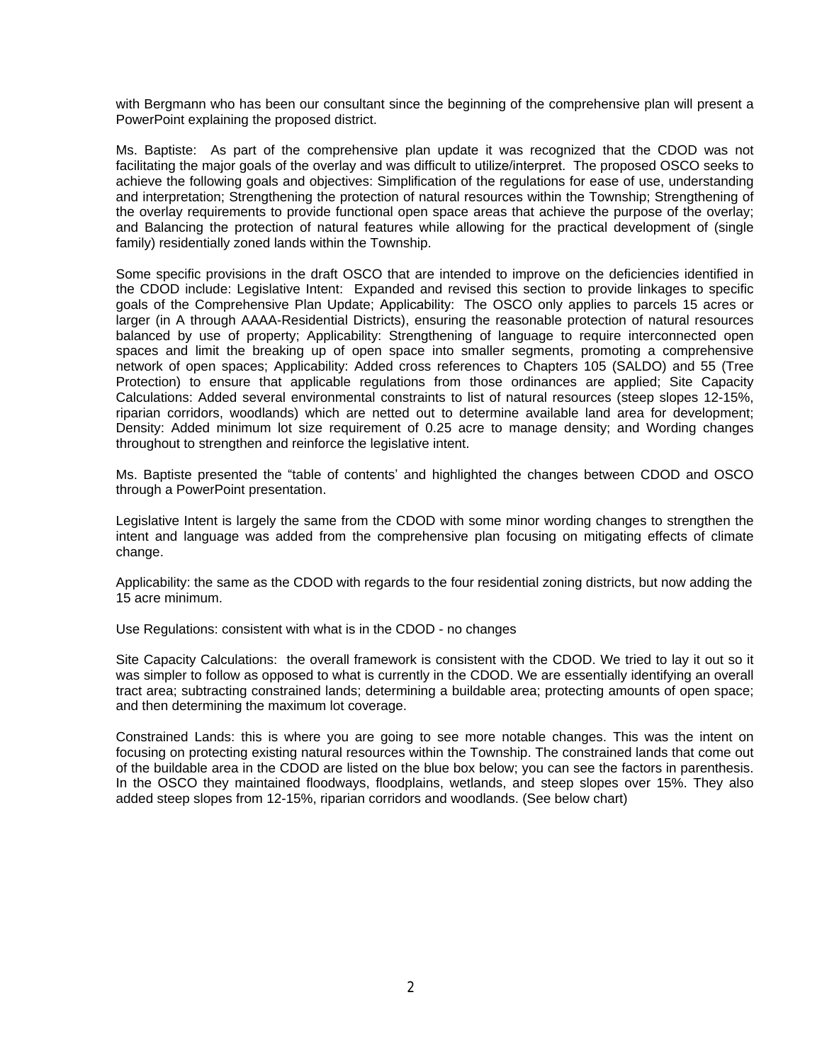with Bergmann who has been our consultant since the beginning of the comprehensive plan will present a PowerPoint explaining the proposed district.

Ms. Baptiste: As part of the comprehensive plan update it was recognized that the CDOD was not facilitating the major goals of the overlay and was difficult to utilize/interpret. The proposed OSCO seeks to achieve the following goals and objectives: Simplification of the regulations for ease of use, understanding and interpretation; Strengthening the protection of natural resources within the Township; Strengthening of the overlay requirements to provide functional open space areas that achieve the purpose of the overlay; and Balancing the protection of natural features while allowing for the practical development of (single family) residentially zoned lands within the Township.

Some specific provisions in the draft OSCO that are intended to improve on the deficiencies identified in the CDOD include: Legislative Intent: Expanded and revised this section to provide linkages to specific goals of the Comprehensive Plan Update; Applicability: The OSCO only applies to parcels 15 acres or larger (in A through AAAA-Residential Districts), ensuring the reasonable protection of natural resources balanced by use of property; Applicability: Strengthening of language to require interconnected open spaces and limit the breaking up of open space into smaller segments, promoting a comprehensive network of open spaces; Applicability: Added cross references to Chapters 105 (SALDO) and 55 (Tree Protection) to ensure that applicable regulations from those ordinances are applied; Site Capacity Calculations: Added several environmental constraints to list of natural resources (steep slopes 12-15%, riparian corridors, woodlands) which are netted out to determine available land area for development; Density: Added minimum lot size requirement of 0.25 acre to manage density; and Wording changes throughout to strengthen and reinforce the legislative intent.

Ms. Baptiste presented the "table of contents' and highlighted the changes between CDOD and OSCO through a PowerPoint presentation.

Legislative Intent is largely the same from the CDOD with some minor wording changes to strengthen the intent and language was added from the comprehensive plan focusing on mitigating effects of climate change.

Applicability: the same as the CDOD with regards to the four residential zoning districts, but now adding the 15 acre minimum.

Use Regulations: consistent with what is in the CDOD - no changes

Site Capacity Calculations: the overall framework is consistent with the CDOD. We tried to lay it out so it was simpler to follow as opposed to what is currently in the CDOD. We are essentially identifying an overall tract area; subtracting constrained lands; determining a buildable area; protecting amounts of open space; and then determining the maximum lot coverage.

Constrained Lands: this is where you are going to see more notable changes. This was the intent on focusing on protecting existing natural resources within the Township. The constrained lands that come out of the buildable area in the CDOD are listed on the blue box below; you can see the factors in parenthesis. In the OSCO they maintained floodways, floodplains, wetlands, and steep slopes over 15%. They also added steep slopes from 12-15%, riparian corridors and woodlands. (See below chart)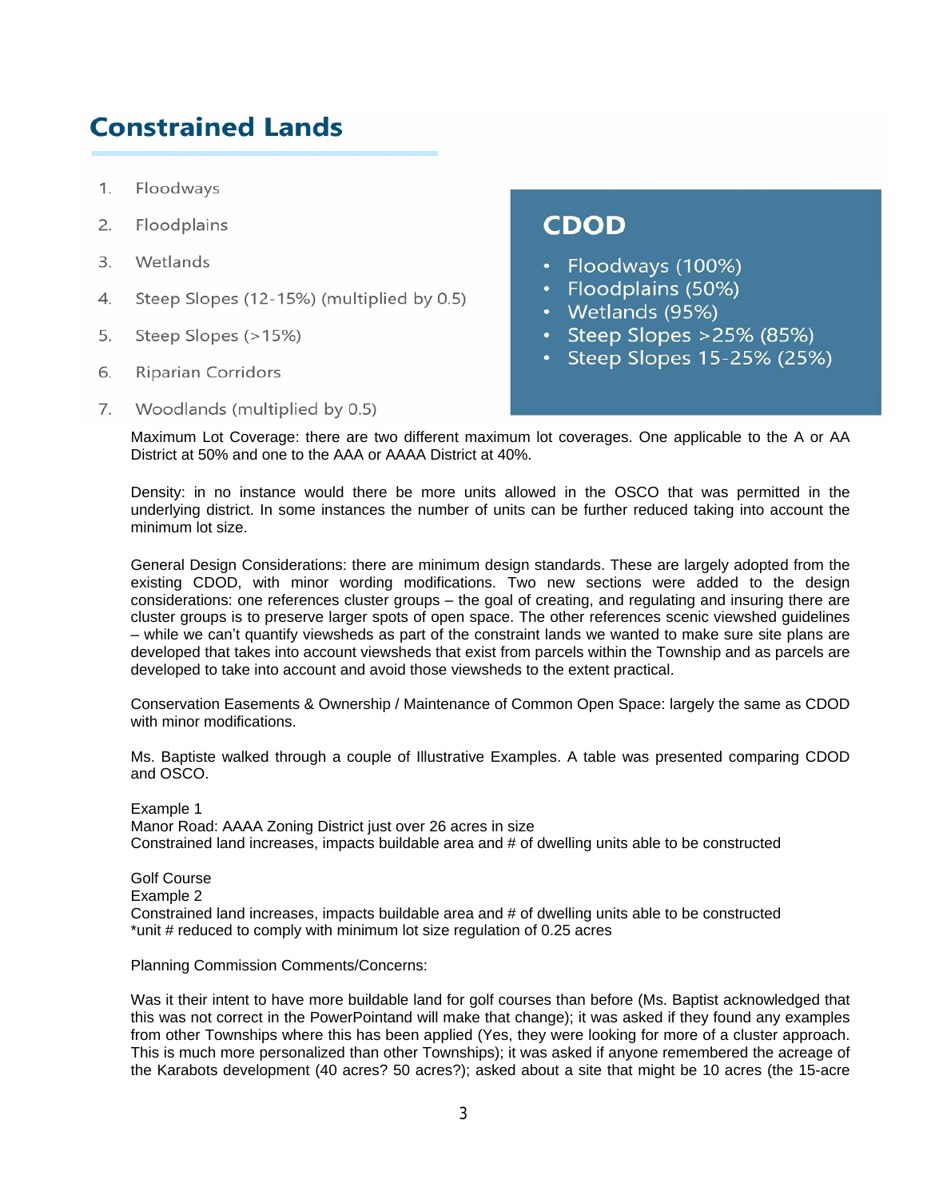## Constrained Lands

1. Floodways
2. Floodplains
3. Wetlands
4. Steep Slopes (12-15%) (multiplied by 0.5)
5. Steep Slopes (>15%)
6. Riparian Corridors
7. Woodlands (multiplied by 0.5)

### CDOD

- Floodways (100%)
- Floodplains (50%)
- Wetlands (95%)
- Steep Slopes >25% (85%)
- Steep Slopes 15-25% (25%)

Maximum Lot Coverage: there are two different maximum lot coverages. One applicable to the A or AA District at 50% and one to the AAA or AAAA District at 40%.

Density: in no instance would there be more units allowed in the OSCO that was permitted in the underlying district. In some instances the number of units can be further reduced taking into account the minimum lot size.

General Design Considerations: there are minimum design standards. These are largely adopted from the existing CDOD, with minor wording modifications. Two new sections were added to the design considerations: one references cluster groups – the goal of creating, and regulating and insuring there are cluster groups is to preserve larger spots of open space. The other references scenic viewshed guidelines – while we can't quantify viewsheds as part of the constraint lands we wanted to make sure site plans are developed that takes into account viewsheds that exist from parcels within the Township and as parcels are developed to take into account and avoid those viewsheds to the extent practical.

Conservation Easements & Ownership / Maintenance of Common Open Space: largely the same as CDOD with minor modifications.

Ms. Baptiste walked through a couple of Illustrative Examples. A table was presented comparing CDOD and OSCO.

Example 1
Manor Road: AAAA Zoning District just over 26 acres in size
Constrained land increases, impacts buildable area and # of dwelling units able to be constructed

Golf Course
Example 2
Constrained land increases, impacts buildable area and # of dwelling units able to be constructed
*unit # reduced to comply with minimum lot size regulation of 0.25 acres

Planning Commission Comments/Concerns:

Was it their intent to have more buildable land for golf courses than before (Ms. Baptist acknowledged that this was not correct in the PowerPointand will make that change); it was asked if they found any examples from other Townships where this has been applied (Yes, they were looking for more of a cluster approach. This is much more personalized than other Townships); it was asked if anyone remembered the acreage of the Karabots development (40 acres? 50 acres?); asked about a site that might be 10 acres (the 15-acre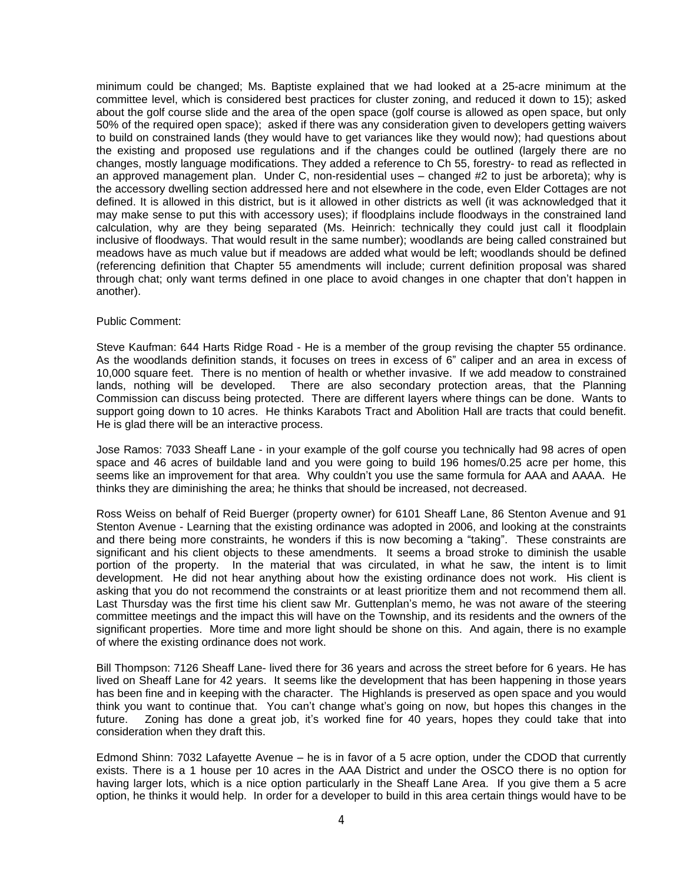minimum could be changed; Ms. Baptiste explained that we had looked at a 25-acre minimum at the committee level, which is considered best practices for cluster zoning, and reduced it down to 15); asked about the golf course slide and the area of the open space (golf course is allowed as open space, but only 50% of the required open space); asked if there was any consideration given to developers getting waivers to build on constrained lands (they would have to get variances like they would now); had questions about the existing and proposed use regulations and if the changes could be outlined (largely there are no changes, mostly language modifications. They added a reference to Ch 55, forestry- to read as reflected in an approved management plan. Under C, non-residential uses – changed #2 to just be arboreta); why is the accessory dwelling section addressed here and not elsewhere in the code, even Elder Cottages are not defined. It is allowed in this district, but is it allowed in other districts as well (it was acknowledged that it may make sense to put this with accessory uses); if floodplains include floodways in the constrained land calculation, why are they being separated (Ms. Heinrich: technically they could just call it floodplain inclusive of floodways. That would result in the same number); woodlands are being called constrained but meadows have as much value but if meadows are added what would be left; woodlands should be defined (referencing definition that Chapter 55 amendments will include; current definition proposal was shared through chat; only want terms defined in one place to avoid changes in one chapter that don't happen in another).

Public Comment:

Steve Kaufman: 644 Harts Ridge Road - He is a member of the group revising the chapter 55 ordinance. As the woodlands definition stands, it focuses on trees in excess of 6" caliper and an area in excess of 10,000 square feet. There is no mention of health or whether invasive. If we add meadow to constrained lands, nothing will be developed. There are also secondary protection areas, that the Planning Commission can discuss being protected. There are different layers where things can be done. Wants to support going down to 10 acres. He thinks Karabots Tract and Abolition Hall are tracts that could benefit. He is glad there will be an interactive process.

Jose Ramos: 7033 Sheaff Lane - in your example of the golf course you technically had 98 acres of open space and 46 acres of buildable land and you were going to build 196 homes/0.25 acre per home, this seems like an improvement for that area. Why couldn't you use the same formula for AAA and AAAA. He thinks they are diminishing the area; he thinks that should be increased, not decreased.

Ross Weiss on behalf of Reid Buerger (property owner) for 6101 Sheaff Lane, 86 Stenton Avenue and 91 Stenton Avenue - Learning that the existing ordinance was adopted in 2006, and looking at the constraints and there being more constraints, he wonders if this is now becoming a "taking". These constraints are significant and his client objects to these amendments. It seems a broad stroke to diminish the usable portion of the property. In the material that was circulated, in what he saw, the intent is to limit development. He did not hear anything about how the existing ordinance does not work. His client is asking that you do not recommend the constraints or at least prioritize them and not recommend them all. Last Thursday was the first time his client saw Mr. Guttenplan's memo, he was not aware of the steering committee meetings and the impact this will have on the Township, and its residents and the owners of the significant properties. More time and more light should be shone on this. And again, there is no example of where the existing ordinance does not work.

Bill Thompson: 7126 Sheaff Lane- lived there for 36 years and across the street before for 6 years. He has lived on Sheaff Lane for 42 years. It seems like the development that has been happening in those years has been fine and in keeping with the character. The Highlands is preserved as open space and you would think you want to continue that. You can't change what's going on now, but hopes this changes in the future. Zoning has done a great job, it's worked fine for 40 years, hopes they could take that into consideration when they draft this.

Edmond Shinn: 7032 Lafayette Avenue – he is in favor of a 5 acre option, under the CDOD that currently exists. There is a 1 house per 10 acres in the AAA District and under the OSCO there is no option for having larger lots, which is a nice option particularly in the Sheaff Lane Area. If you give them a 5 acre option, he thinks it would help. In order for a developer to build in this area certain things would have to be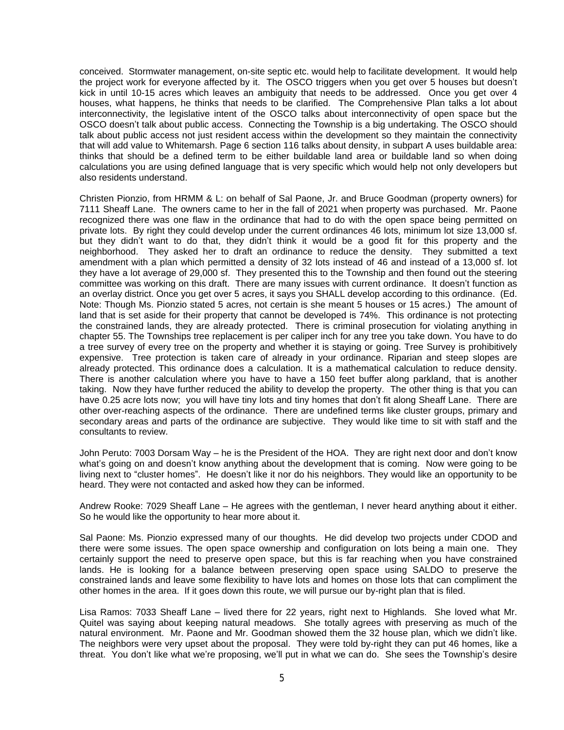conceived. Stormwater management, on-site septic etc. would help to facilitate development. It would help the project work for everyone affected by it. The OSCO triggers when you get over 5 houses but doesn't kick in until 10-15 acres which leaves an ambiguity that needs to be addressed. Once you get over 4 houses, what happens, he thinks that needs to be clarified. The Comprehensive Plan talks a lot about interconnectivity, the legislative intent of the OSCO talks about interconnectivity of open space but the OSCO doesn't talk about public access. Connecting the Township is a big undertaking. The OSCO should talk about public access not just resident access within the development so they maintain the connectivity that will add value to Whitemarsh. Page 6 section 116 talks about density, in subpart A uses buildable area: thinks that should be a defined term to be either buildable land area or buildable land so when doing calculations you are using defined language that is very specific which would help not only developers but also residents understand.

Christen Pionzio, from HRMM & L: on behalf of Sal Paone, Jr. and Bruce Goodman (property owners) for 7111 Sheaff Lane. The owners came to her in the fall of 2021 when property was purchased. Mr. Paone recognized there was one flaw in the ordinance that had to do with the open space being permitted on private lots. By right they could develop under the current ordinances 46 lots, minimum lot size 13,000 sf. but they didn't want to do that, they didn't think it would be a good fit for this property and the neighborhood. They asked her to draft an ordinance to reduce the density. They submitted a text amendment with a plan which permitted a density of 32 lots instead of 46 and instead of a 13,000 sf. lot they have a lot average of 29,000 sf. They presented this to the Township and then found out the steering committee was working on this draft. There are many issues with current ordinance. It doesn't function as an overlay district. Once you get over 5 acres, it says you SHALL develop according to this ordinance. (Ed. Note: Though Ms. Pionzio stated 5 acres, not certain is she meant 5 houses or 15 acres.) The amount of land that is set aside for their property that cannot be developed is 74%. This ordinance is not protecting the constrained lands, they are already protected. There is criminal prosecution for violating anything in chapter 55. The Townships tree replacement is per caliper inch for any tree you take down. You have to do a tree survey of every tree on the property and whether it is staying or going. Tree Survey is prohibitively expensive. Tree protection is taken care of already in your ordinance. Riparian and steep slopes are already protected. This ordinance does a calculation. It is a mathematical calculation to reduce density. There is another calculation where you have to have a 150 feet buffer along parkland, that is another taking. Now they have further reduced the ability to develop the property. The other thing is that you can have 0.25 acre lots now; you will have tiny lots and tiny homes that don't fit along Sheaff Lane. There are other over-reaching aspects of the ordinance. There are undefined terms like cluster groups, primary and secondary areas and parts of the ordinance are subjective. They would like time to sit with staff and the consultants to review.

John Peruto: 7003 Dorsam Way – he is the President of the HOA. They are right next door and don't know what's going on and doesn't know anything about the development that is coming. Now were going to be living next to "cluster homes". He doesn't like it nor do his neighbors. They would like an opportunity to be heard. They were not contacted and asked how they can be informed.

Andrew Rooke: 7029 Sheaff Lane – He agrees with the gentleman, I never heard anything about it either. So he would like the opportunity to hear more about it.

Sal Paone: Ms. Pionzio expressed many of our thoughts. He did develop two projects under CDOD and there were some issues. The open space ownership and configuration on lots being a main one. They certainly support the need to preserve open space, but this is far reaching when you have constrained lands. He is looking for a balance between preserving open space using SALDO to preserve the constrained lands and leave some flexibility to have lots and homes on those lots that can compliment the other homes in the area. If it goes down this route, we will pursue our by-right plan that is filed.

Lisa Ramos: 7033 Sheaff Lane – lived there for 22 years, right next to Highlands. She loved what Mr. Quitel was saying about keeping natural meadows. She totally agrees with preserving as much of the natural environment. Mr. Paone and Mr. Goodman showed them the 32 house plan, which we didn't like. The neighbors were very upset about the proposal. They were told by-right they can put 46 homes, like a threat. You don't like what we're proposing, we'll put in what we can do. She sees the Township's desire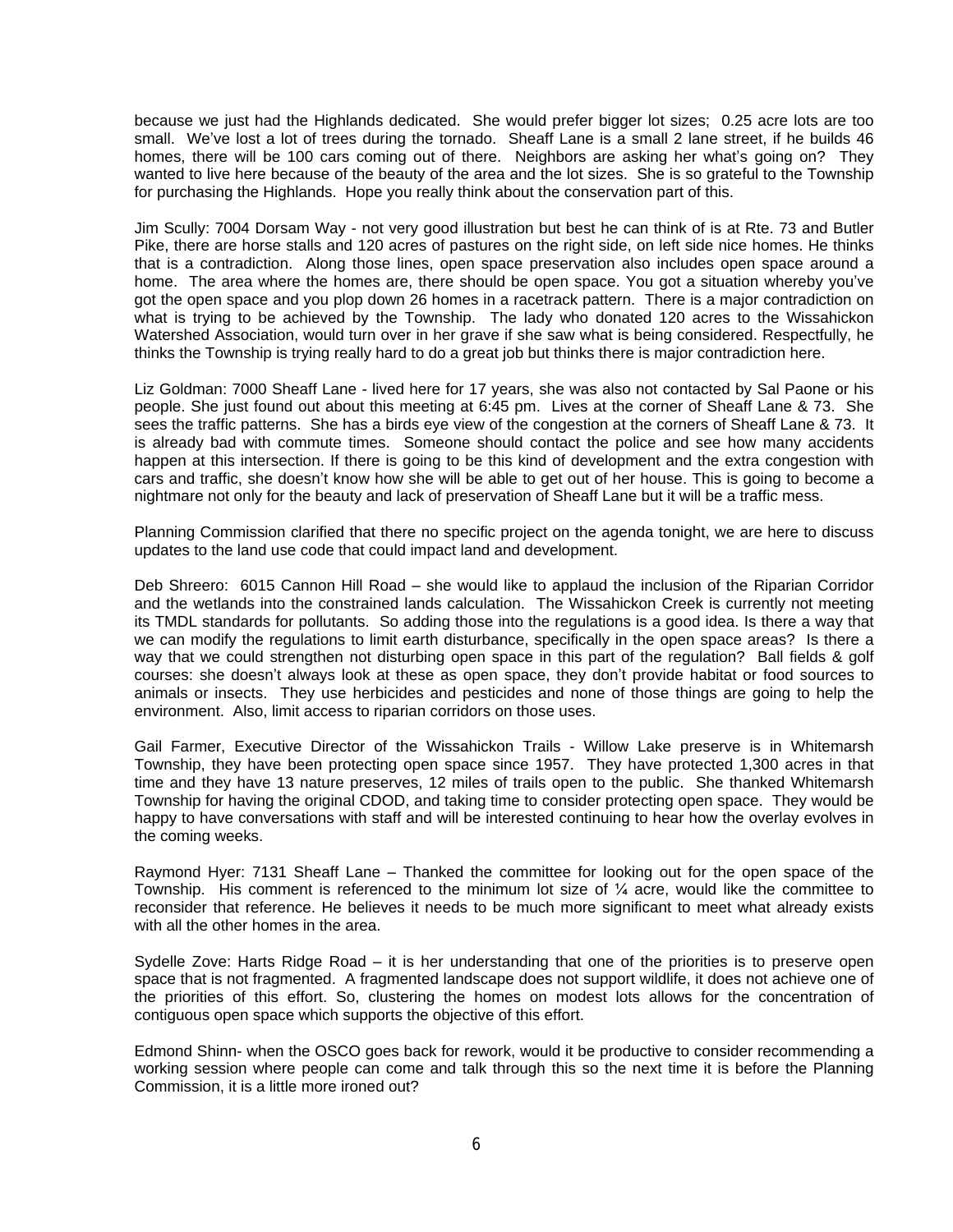because we just had the Highlands dedicated. She would prefer bigger lot sizes; 0.25 acre lots are too small. We've lost a lot of trees during the tornado. Sheaff Lane is a small 2 lane street, if he builds 46 homes, there will be 100 cars coming out of there. Neighbors are asking her what's going on? They wanted to live here because of the beauty of the area and the lot sizes. She is so grateful to the Township for purchasing the Highlands. Hope you really think about the conservation part of this.

Jim Scully: 7004 Dorsam Way - not very good illustration but best he can think of is at Rte. 73 and Butler Pike, there are horse stalls and 120 acres of pastures on the right side, on left side nice homes. He thinks that is a contradiction. Along those lines, open space preservation also includes open space around a home. The area where the homes are, there should be open space. You got a situation whereby you've got the open space and you plop down 26 homes in a racetrack pattern. There is a major contradiction on what is trying to be achieved by the Township. The lady who donated 120 acres to the Wissahickon Watershed Association, would turn over in her grave if she saw what is being considered. Respectfully, he thinks the Township is trying really hard to do a great job but thinks there is major contradiction here.

Liz Goldman: 7000 Sheaff Lane - lived here for 17 years, she was also not contacted by Sal Paone or his people. She just found out about this meeting at 6:45 pm. Lives at the corner of Sheaff Lane & 73. She sees the traffic patterns. She has a birds eye view of the congestion at the corners of Sheaff Lane & 73. It is already bad with commute times. Someone should contact the police and see how many accidents happen at this intersection. If there is going to be this kind of development and the extra congestion with cars and traffic, she doesn't know how she will be able to get out of her house. This is going to become a nightmare not only for the beauty and lack of preservation of Sheaff Lane but it will be a traffic mess.

Planning Commission clarified that there no specific project on the agenda tonight, we are here to discuss updates to the land use code that could impact land and development.

Deb Shreero: 6015 Cannon Hill Road – she would like to applaud the inclusion of the Riparian Corridor and the wetlands into the constrained lands calculation. The Wissahickon Creek is currently not meeting its TMDL standards for pollutants. So adding those into the regulations is a good idea. Is there a way that we can modify the regulations to limit earth disturbance, specifically in the open space areas? Is there a way that we could strengthen not disturbing open space in this part of the regulation? Ball fields & golf courses: she doesn't always look at these as open space, they don't provide habitat or food sources to animals or insects. They use herbicides and pesticides and none of those things are going to help the environment. Also, limit access to riparian corridors on those uses.

Gail Farmer, Executive Director of the Wissahickon Trails - Willow Lake preserve is in Whitemarsh Township, they have been protecting open space since 1957. They have protected 1,300 acres in that time and they have 13 nature preserves, 12 miles of trails open to the public. She thanked Whitemarsh Township for having the original CDOD, and taking time to consider protecting open space. They would be happy to have conversations with staff and will be interested continuing to hear how the overlay evolves in the coming weeks.

Raymond Hyer: 7131 Sheaff Lane – Thanked the committee for looking out for the open space of the Township. His comment is referenced to the minimum lot size of ¼ acre, would like the committee to reconsider that reference. He believes it needs to be much more significant to meet what already exists with all the other homes in the area.

Sydelle Zove: Harts Ridge Road – it is her understanding that one of the priorities is to preserve open space that is not fragmented. A fragmented landscape does not support wildlife, it does not achieve one of the priorities of this effort. So, clustering the homes on modest lots allows for the concentration of contiguous open space which supports the objective of this effort.

Edmond Shinn- when the OSCO goes back for rework, would it be productive to consider recommending a working session where people can come and talk through this so the next time it is before the Planning Commission, it is a little more ironed out?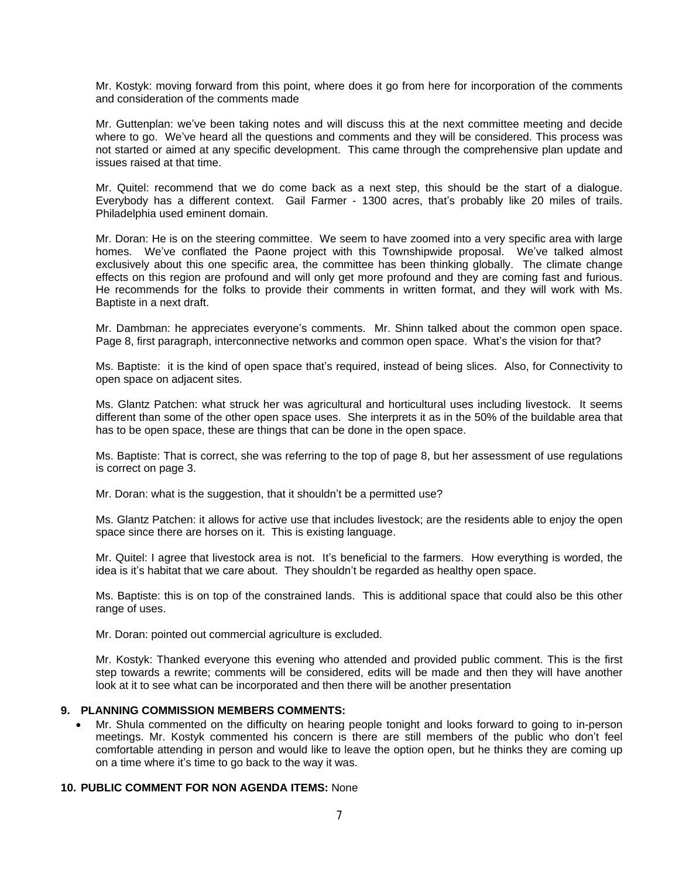Mr. Kostyk: moving forward from this point, where does it go from here for incorporation of the comments and consideration of the comments made

Mr. Guttenplan: we've been taking notes and will discuss this at the next committee meeting and decide where to go. We've heard all the questions and comments and they will be considered. This process was not started or aimed at any specific development. This came through the comprehensive plan update and issues raised at that time.

Mr. Quitel: recommend that we do come back as a next step, this should be the start of a dialogue. Everybody has a different context. Gail Farmer - 1300 acres, that's probably like 20 miles of trails. Philadelphia used eminent domain.

Mr. Doran: He is on the steering committee. We seem to have zoomed into a very specific area with large homes. We've conflated the Paone project with this Townshipwide proposal. We've talked almost exclusively about this one specific area, the committee has been thinking globally. The climate change effects on this region are profound and will only get more profound and they are coming fast and furious. He recommends for the folks to provide their comments in written format, and they will work with Ms. Baptiste in a next draft.

Mr. Dambman: he appreciates everyone's comments. Mr. Shinn talked about the common open space. Page 8, first paragraph, interconnective networks and common open space. What's the vision for that?

Ms. Baptiste: it is the kind of open space that's required, instead of being slices. Also, for Connectivity to open space on adjacent sites.

Ms. Glantz Patchen: what struck her was agricultural and horticultural uses including livestock. It seems different than some of the other open space uses. She interprets it as in the 50% of the buildable area that has to be open space, these are things that can be done in the open space.

Ms. Baptiste: That is correct, she was referring to the top of page 8, but her assessment of use regulations is correct on page 3.

Mr. Doran: what is the suggestion, that it shouldn't be a permitted use?

Ms. Glantz Patchen: it allows for active use that includes livestock; are the residents able to enjoy the open space since there are horses on it. This is existing language.

Mr. Quitel: I agree that livestock area is not. It's beneficial to the farmers. How everything is worded, the idea is it's habitat that we care about. They shouldn't be regarded as healthy open space.

Ms. Baptiste: this is on top of the constrained lands. This is additional space that could also be this other range of uses.

Mr. Doran: pointed out commercial agriculture is excluded.

Mr. Kostyk: Thanked everyone this evening who attended and provided public comment. This is the first step towards a rewrite; comments will be considered, edits will be made and then they will have another look at it to see what can be incorporated and then there will be another presentation

**9. PLANNING COMMISSION MEMBERS COMMENTS:**

- Mr. Shula commented on the difficulty on hearing people tonight and looks forward to going to in-person meetings. Mr. Kostyk commented his concern is there are still members of the public who don't feel comfortable attending in person and would like to leave the option open, but he thinks they are coming up on a time where it's time to go back to the way it was.

**10. PUBLIC COMMENT FOR NON AGENDA ITEMS:** None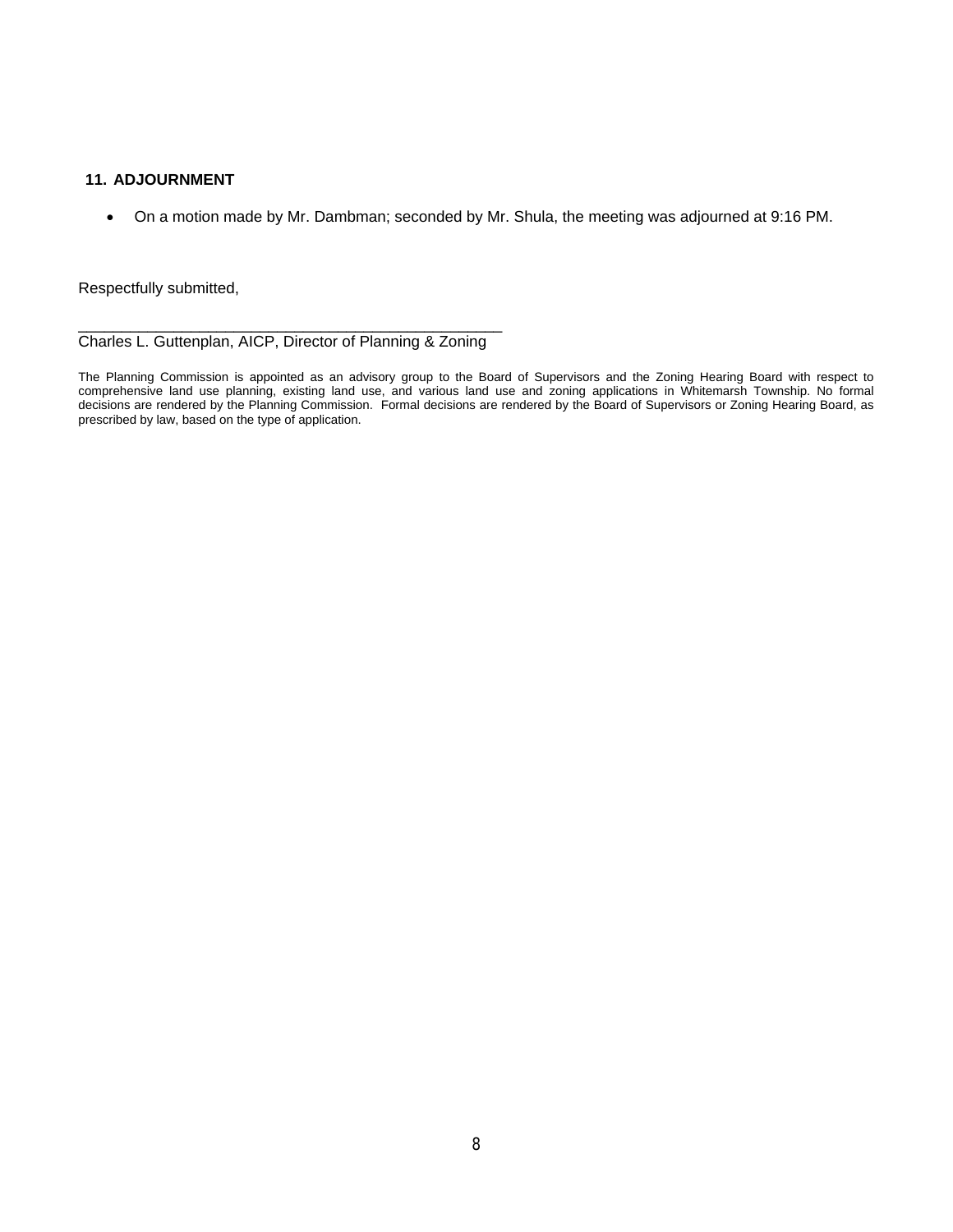## 11. ADJOURNMENT

- On a motion made by Mr. Dambman; seconded by Mr. Shula, the meeting was adjourned at 9:16 PM.

Respectfully submitted,

___________________________________________________

Charles L. Guttenplan, AICP, Director of Planning & Zoning

The Planning Commission is appointed as an advisory group to the Board of Supervisors and the Zoning Hearing Board with respect to comprehensive land use planning, existing land use, and various land use and zoning applications in Whitemarsh Township. No formal decisions are rendered by the Planning Commission. Formal decisions are rendered by the Board of Supervisors or Zoning Hearing Board, as prescribed by law, based on the type of application.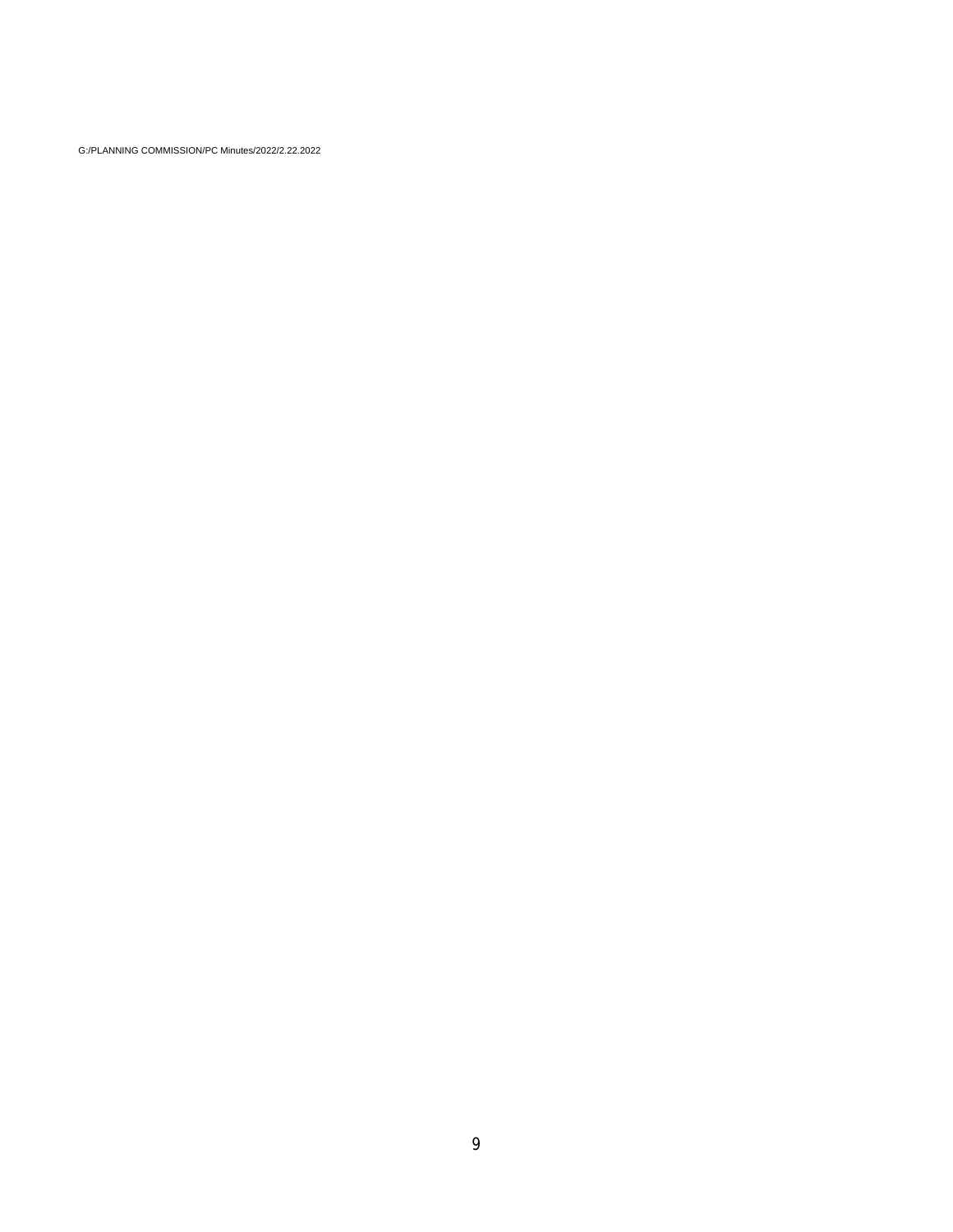G:/PLANNING COMMISSION/PC Minutes/2022/2.22.2022